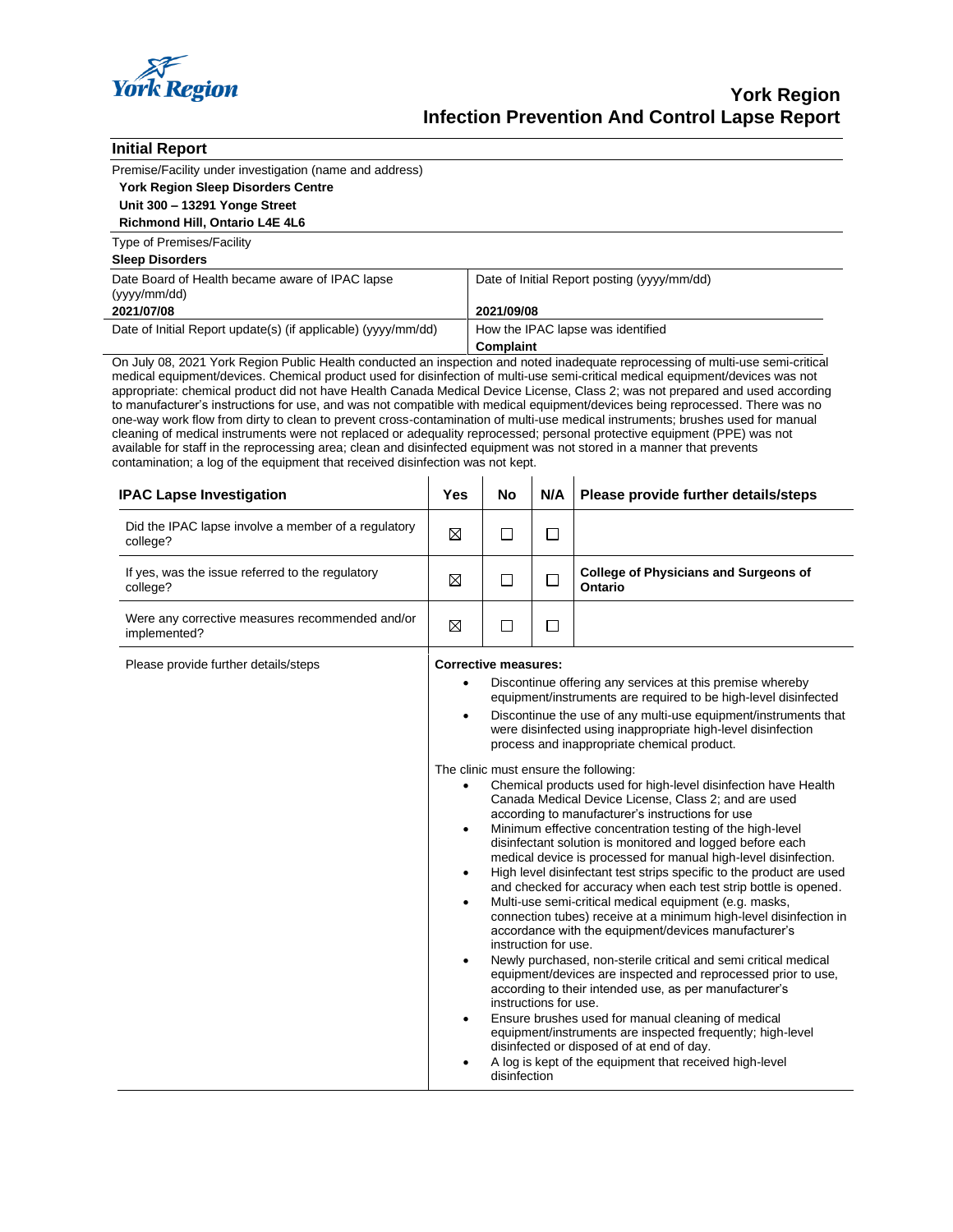# York Region
# Infection Prevention And Control Lapse Report

## Initial Report

Premise/Facility under investigation (name and address)

**York Region Sleep Disorders Centre**
**Unit 300 – 13291 Yonge Street**
**Richmond Hill, Ontario L4E 4L6**

Type of Premises/Facility

**Sleep Disorders**

| Date Board of Health became aware of IPAC lapse (yyyy/mm/dd) | Date of Initial Report posting (yyyy/mm/dd) |
|---|---|
| **2021/07/08** | **2021/09/08** |
| Date of Initial Report update(s) (if applicable) (yyyy/mm/dd) | How the IPAC lapse was identified |
| | **Complaint** |

On July 08, 2021 York Region Public Health conducted an inspection and noted inadequate reprocessing of multi-use semi-critical medical equipment/devices. Chemical product used for disinfection of multi-use semi-critical medical equipment/devices was not appropriate: chemical product did not have Health Canada Medical Device License, Class 2; was not prepared and used according to manufacturer's instructions for use, and was not compatible with medical equipment/devices being reprocessed. There was no one-way work flow from dirty to clean to prevent cross-contamination of multi-use medical instruments; brushes used for manual cleaning of medical instruments were not replaced or adequality reprocessed; personal protective equipment (PPE) was not available for staff in the reprocessing area; clean and disinfected equipment was not stored in a manner that prevents contamination; a log of the equipment that received disinfection was not kept.

| IPAC Lapse Investigation | Yes | No | N/A | Please provide further details/steps |
|---|---|---|---|---|
| Did the IPAC lapse involve a member of a regulatory college? | ☒ | ☐ | ☐ | |
| If yes, was the issue referred to the regulatory college? | ☒ | ☐ | ☐ | **College of Physicians and Surgeons of Ontario** |
| Were any corrective measures recommended and/or implemented? | ☒ | ☐ | ☐ | |

**Please provide further details/steps**

**Corrective measures:**

- Discontinue offering any services at this premise whereby equipment/instruments are required to be high-level disinfected
- Discontinue the use of any multi-use equipment/instruments that were disinfected using inappropriate high-level disinfection process and inappropriate chemical product.

The clinic must ensure the following:

- Chemical products used for high-level disinfection have Health Canada Medical Device License, Class 2; and are used according to manufacturer's instructions for use
- Minimum effective concentration testing of the high-level disinfectant solution is monitored and logged before each medical device is processed for manual high-level disinfection.
- High level disinfectant test strips specific to the product are used and checked for accuracy when each test strip bottle is opened.
- Multi-use semi-critical medical equipment (e.g. masks, connection tubes) receive at a minimum high-level disinfection in accordance with the equipment/devices manufacturer's instruction for use.
- Newly purchased, non-sterile critical and semi critical medical equipment/devices are inspected and reprocessed prior to use, according to their intended use, as per manufacturer's instructions for use.
- Ensure brushes used for manual cleaning of medical equipment/instruments are inspected frequently; high-level disinfected or disposed of at end of day.
- A log is kept of the equipment that received high-level disinfection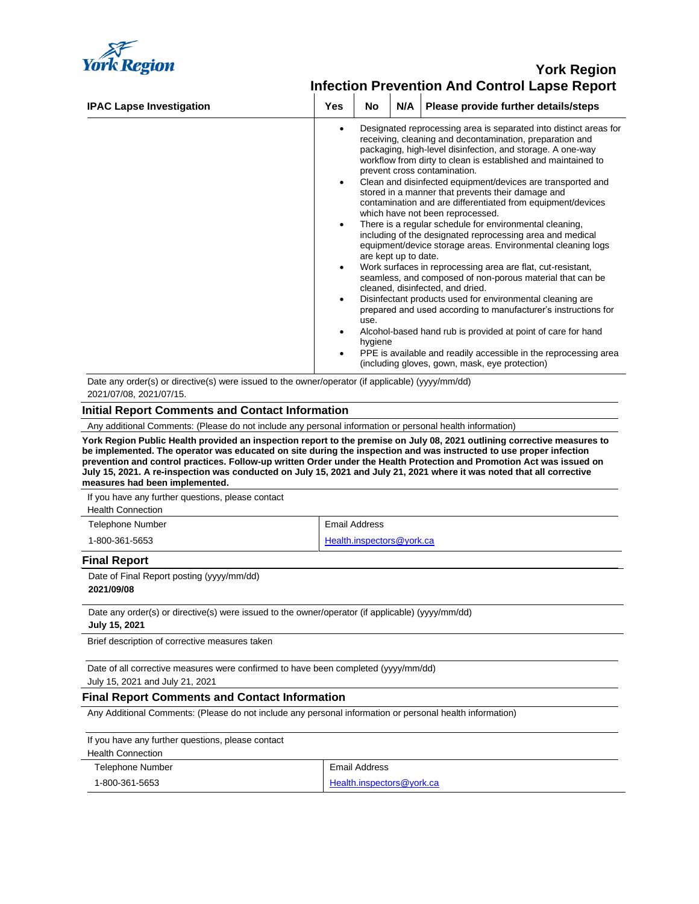# York Region Infection Prevention And Control Lapse Report

| IPAC Lapse Investigation | Yes | No | N/A | Please provide further details/steps |
|---|---|---|---|---|
| | | | | • Designated reprocessing area is separated into distinct areas for receiving, cleaning and decontamination, preparation and packaging, high-level disinfection, and storage. A one-way workflow from dirty to clean is established and maintained to prevent cross contamination.<br>• Clean and disinfected equipment/devices are transported and stored in a manner that prevents their damage and contamination and are differentiated from equipment/devices which have not been reprocessed.<br>• There is a regular schedule for environmental cleaning, including of the designated reprocessing area and medical equipment/device storage areas. Environmental cleaning logs are kept up to date.<br>• Work surfaces in reprocessing area are flat, cut-resistant, seamless, and composed of non-porous material that can be cleaned, disinfected, and dried.<br>• Disinfectant products used for environmental cleaning are prepared and used according to manufacturer's instructions for use.<br>• Alcohol-based hand rub is provided at point of care for hand hygiene<br>• PPE is available and readily accessible in the reprocessing area (including gloves, gown, mask, eye protection) |

Date any order(s) or directive(s) were issued to the owner/operator (if applicable) (yyyy/mm/dd)

2021/07/08, 2021/07/15.

## Initial Report Comments and Contact Information

Any additional Comments: (Please do not include any personal information or personal health information)

**York Region Public Health provided an inspection report to the premise on July 08, 2021 outlining corrective measures to be implemented. The operator was educated on site during the inspection and was instructed to use proper infection prevention and control practices. Follow-up written Order under the Health Protection and Promotion Act was issued on July 15, 2021. A re-inspection was conducted on July 15, 2021 and July 21, 2021 where it was noted that all corrective measures had been implemented.**

If you have any further questions, please contact

Health Connection

| Telephone Number | Email Address |
|---|---|
| 1-800-361-5653 | Health.inspectors@york.ca |

## Final Report

Date of Final Report posting (yyyy/mm/dd)

**2021/09/08**

Date any order(s) or directive(s) were issued to the owner/operator (if applicable) (yyyy/mm/dd)

**July 15, 2021**

Brief description of corrective measures taken

Date of all corrective measures were confirmed to have been completed (yyyy/mm/dd)

July 15, 2021 and July 21, 2021

## Final Report Comments and Contact Information

Any Additional Comments: (Please do not include any personal information or personal health information)

If you have any further questions, please contact

Health Connection

| Telephone Number | Email Address |
|---|---|
| 1-800-361-5653 | Health.inspectors@york.ca |